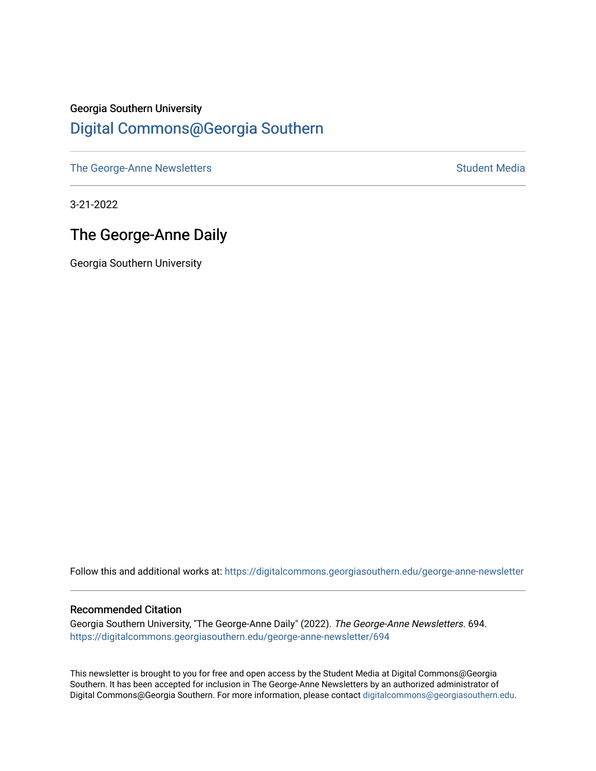Georgia Southern University

## Digital Commons@Georgia Southern

The George-Anne Newsletters | Student Media

3-21-2022

# The George-Anne Daily

Georgia Southern University

Follow this and additional works at: https://digitalcommons.georgiasouthern.edu/george-anne-newsletter

### Recommended Citation

Georgia Southern University, "The George-Anne Daily" (2022). *The George-Anne Newsletters*. 694.
https://digitalcommons.georgiasouthern.edu/george-anne-newsletter/694

This newsletter is brought to you for free and open access by the Student Media at Digital Commons@Georgia Southern. It has been accepted for inclusion in The George-Anne Newsletters by an authorized administrator of Digital Commons@Georgia Southern. For more information, please contact digitalcommons@georgiasouthern.edu.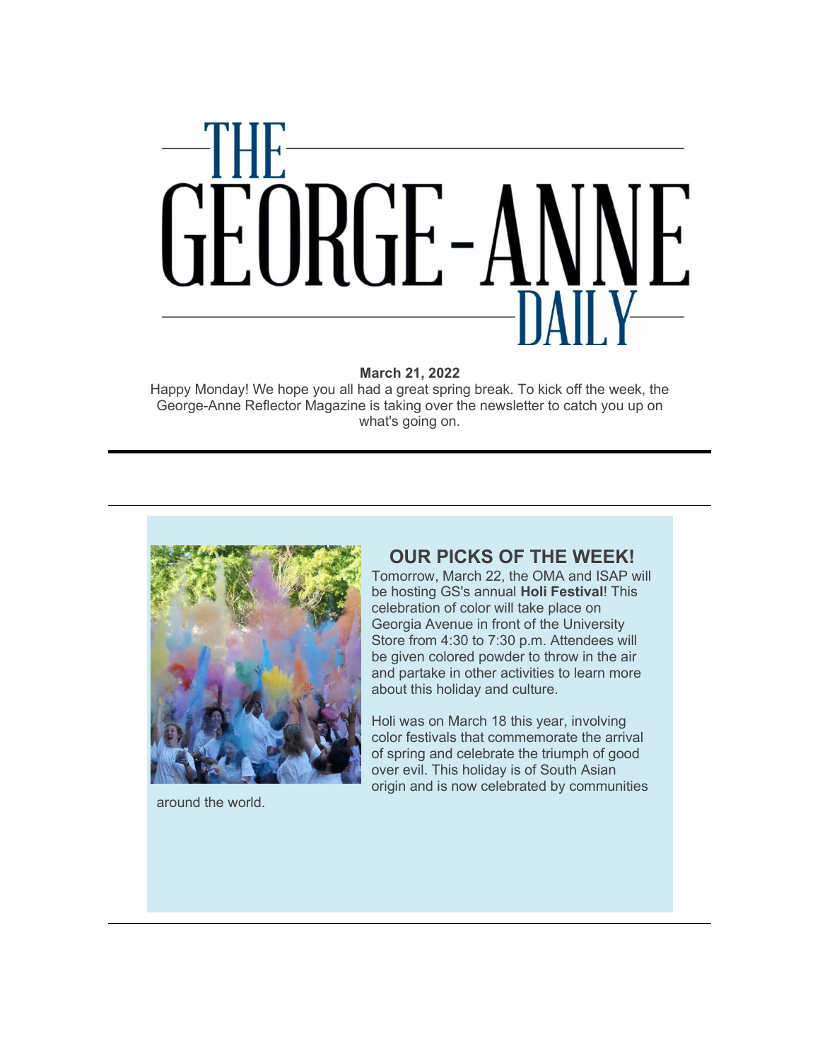# THE GEORGE-ANNE DAILY

**March 21, 2022**

Happy Monday! We hope you all had a great spring break. To kick off the week, the George-Anne Reflector Magazine is taking over the newsletter to catch you up on what's going on.

---

## OUR PICKS OF THE WEEK!

Tomorrow, March 22, the OMA and ISAP will be hosting GS's annual **Holi Festival**! This celebration of color will take place on Georgia Avenue in front of the University Store from 4:30 to 7:30 p.m. Attendees will be given colored powder to throw in the air and partake in other activities to learn more about this holiday and culture.

Holi was on March 18 this year, involving color festivals that commemorate the arrival of spring and celebrate the triumph of good over evil. This holiday is of South Asian origin and is now celebrated by communities around the world.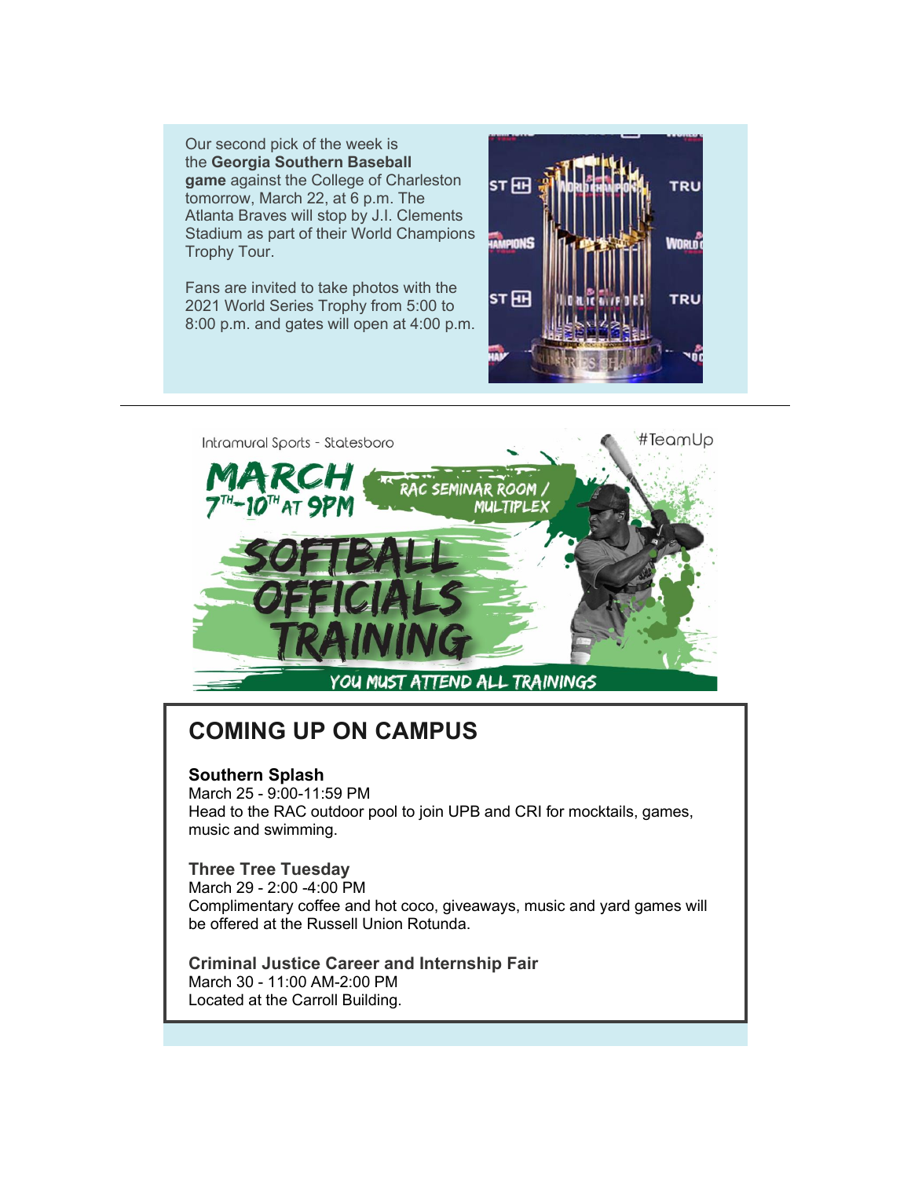Our second pick of the week is the **Georgia Southern Baseball game** against the College of Charleston tomorrow, March 22, at 6 p.m. The Atlanta Braves will stop by J.I. Clements Stadium as part of their World Champions Trophy Tour.

Fans are invited to take photos with the 2021 World Series Trophy from 5:00 to 8:00 p.m. and gates will open at 4:00 p.m.

---

Intramural Sports - Statesboro

#TeamUp

MARCH 7TH-10TH AT 9PM

RAC SEMINAR ROOM / MULTIPLEX

SOFTBALL OFFICIALS TRAINING

YOU MUST ATTEND ALL TRAININGS

## COMING UP ON CAMPUS

**Southern Splash**
March 25 - 9:00-11:59 PM
Head to the RAC outdoor pool to join UPB and CRI for mocktails, games, music and swimming.

**Three Tree Tuesday**
March 29 - 2:00 -4:00 PM
Complimentary coffee and hot coco, giveaways, music and yard games will be offered at the Russell Union Rotunda.

**Criminal Justice Career and Internship Fair**
March 30 - 11:00 AM-2:00 PM
Located at the Carroll Building.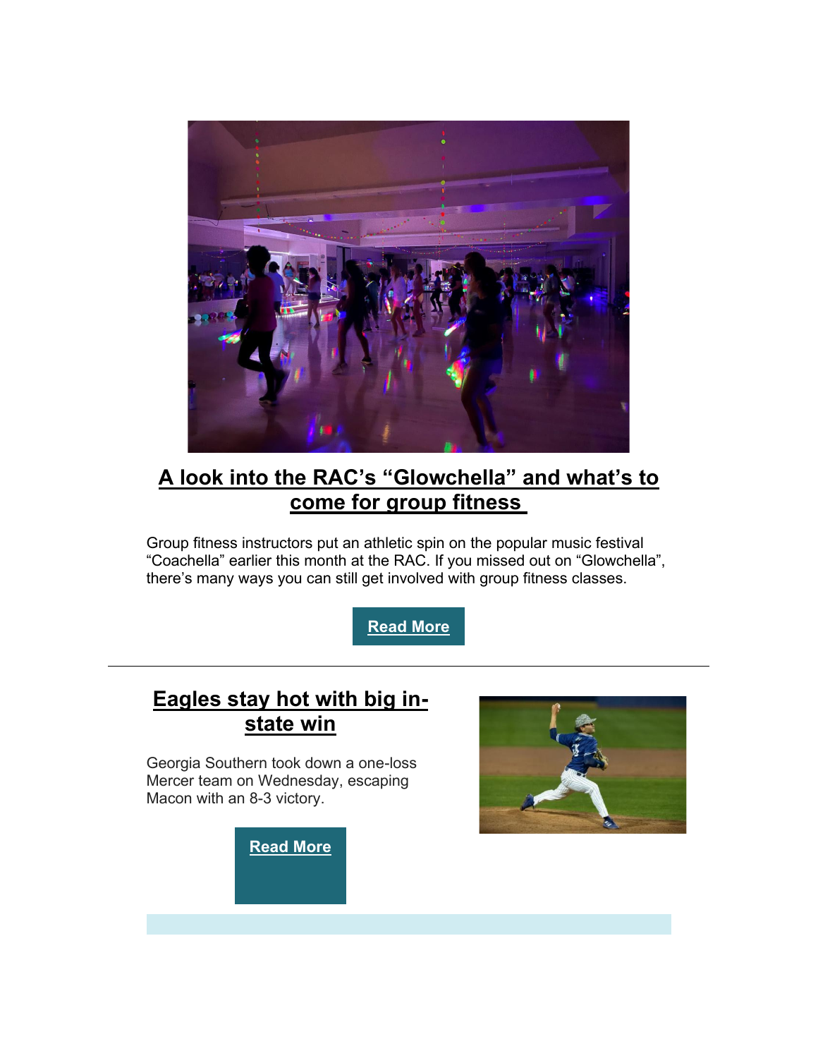## A look into the RAC's "Glowchella" and what's to come for group fitness

Group fitness instructors put an athletic spin on the popular music festival "Coachella" earlier this month at the RAC. If you missed out on "Glowchella", there's many ways you can still get involved with group fitness classes.

**Read More**

---

## Eagles stay hot with big in-state win

Georgia Southern took down a one-loss Mercer team on Wednesday, escaping Macon with an 8-3 victory.

**Read More**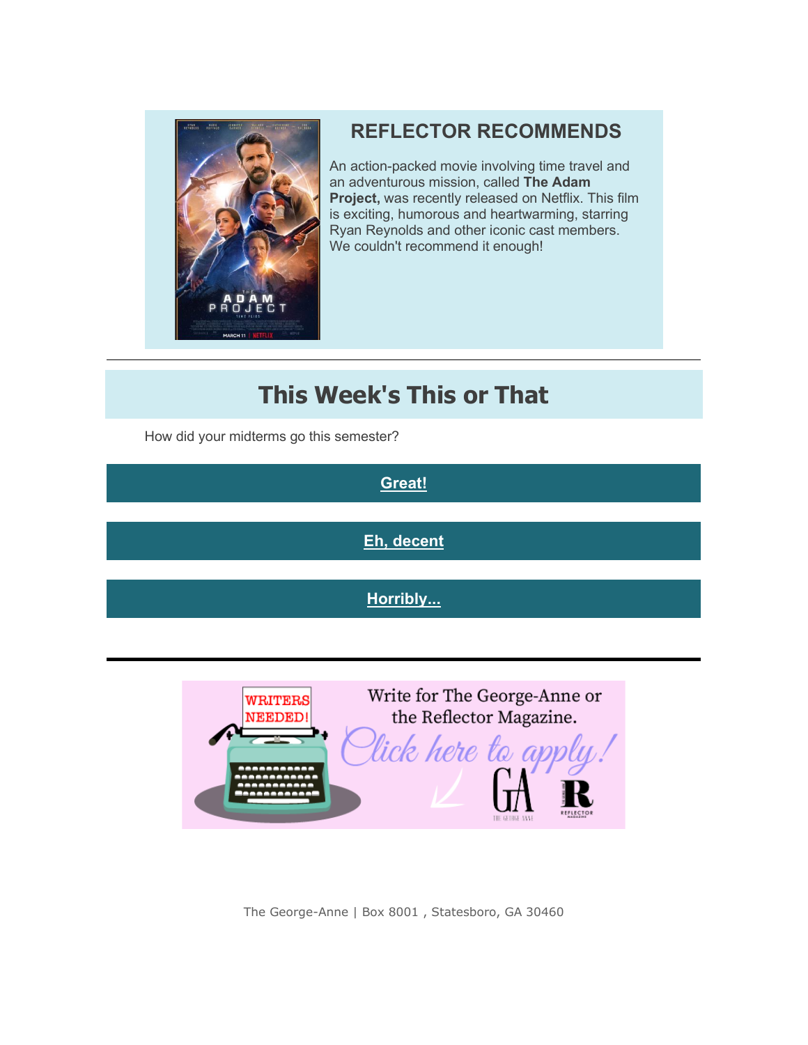## REFLECTOR RECOMMENDS

An action-packed movie involving time travel and an adventurous mission, called **The Adam Project,** was recently released on Netflix. This film is exciting, humorous and heartwarming, starring Ryan Reynolds and other iconic cast members. We couldn't recommend it enough!

---

# This Week's This or That

How did your midterms go this semester?

**Great!**

**Eh, decent**

**Horribly...**

---

WRITERS NEEDED!

Write for The George-Anne or the Reflector Magazine.

Click here to apply!

The George-Anne | Box 8001 , Statesboro, GA 30460